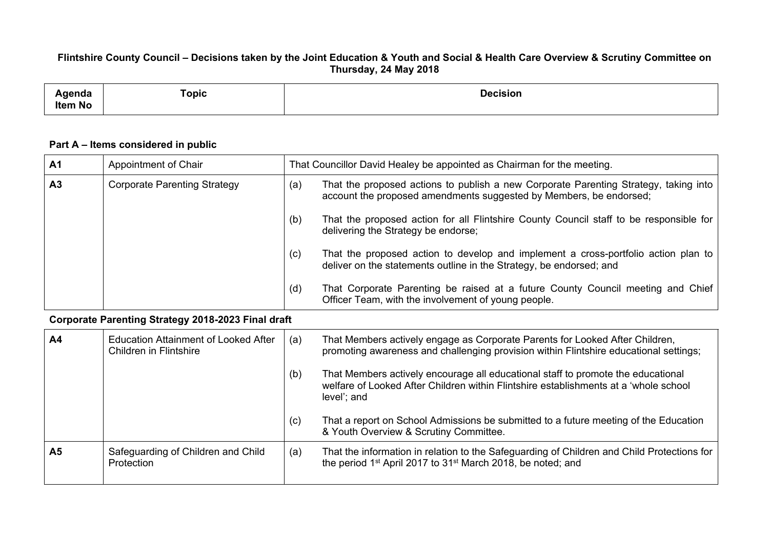**Flintshire County Council – Decisions taken by the Joint Education & Youth and Social & Health Care Overview & Scrutiny Committee on Thursday, 24 May 2018**

| Agenda Item No | Topic | Decision |
|---|---|---|

**Part A – Items considered in public**

| | | |
|---|---|---|
| A1 | Appointment of Chair | That Councillor David Healey be appointed as Chairman for the meeting. |
| A3 | Corporate Parenting Strategy | (a) That the proposed actions to publish a new Corporate Parenting Strategy, taking into account the proposed amendments suggested by Members, be endorsed;<br><br>(b) That the proposed action for all Flintshire County Council staff to be responsible for delivering the Strategy be endorse;<br><br>(c) That the proposed action to develop and implement a cross-portfolio action plan to deliver on the statements outline in the Strategy, be endorsed; and<br><br>(d) That Corporate Parenting be raised at a future County Council meeting and Chief Officer Team, with the involvement of young people. |

**Corporate Parenting Strategy 2018-2023 Final draft**

| | | |
|---|---|---|
| A4 | Education Attainment of Looked After Children in Flintshire | (a) That Members actively engage as Corporate Parents for Looked After Children, promoting awareness and challenging provision within Flintshire educational settings;<br><br>(b) That Members actively encourage all educational staff to promote the educational welfare of Looked After Children within Flintshire establishments at a 'whole school level'; and<br><br>(c) That a report on School Admissions be submitted to a future meeting of the Education & Youth Overview & Scrutiny Committee. |
| A5 | Safeguarding of Children and Child Protection | (a) That the information in relation to the Safeguarding of Children and Child Protections for the period 1st April 2017 to 31st March 2018, be noted; and |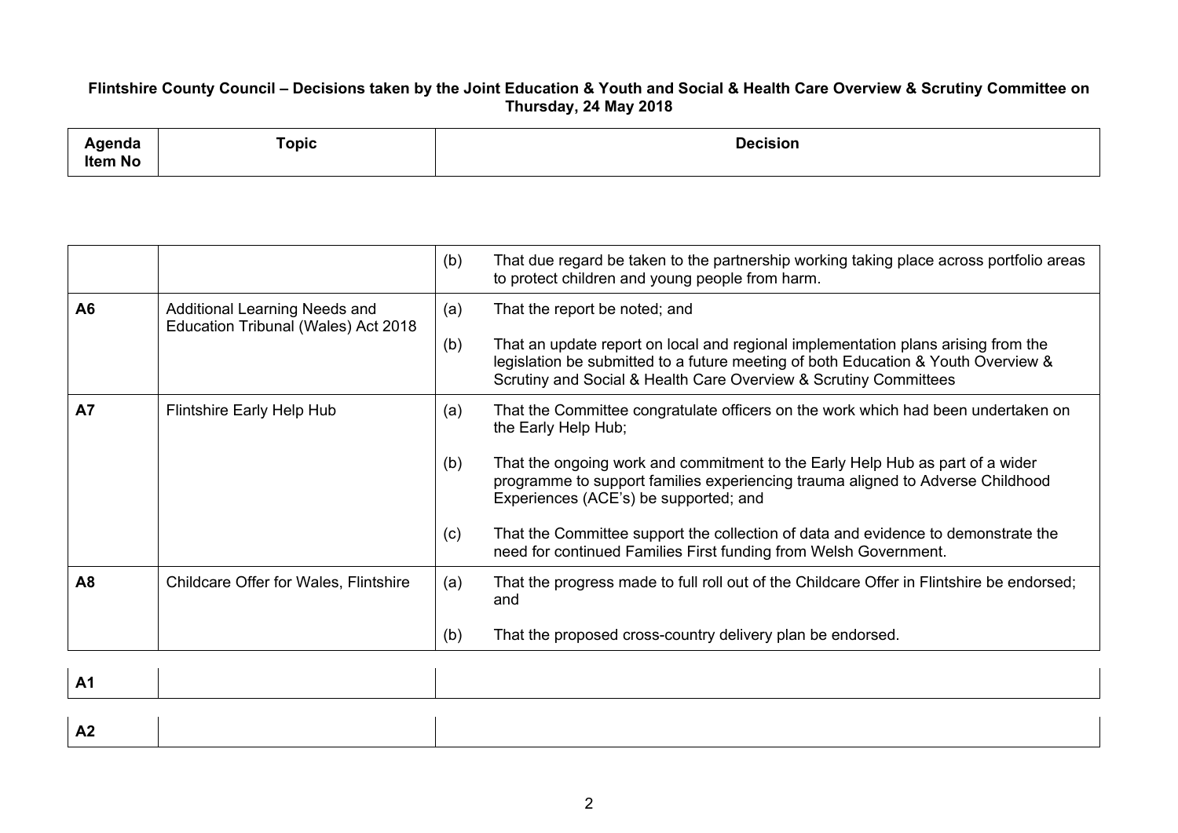**Flintshire County Council – Decisions taken by the Joint Education & Youth and Social & Health Care Overview & Scrutiny Committee on Thursday, 24 May 2018**

| Agenda Item No | Topic | Decision |
|---|---|---|
| | | (b) That due regard be taken to the partnership working taking place across portfolio areas to protect children and young people from harm. |
| **A6** | Additional Learning Needs and Education Tribunal (Wales) Act 2018 | (a) That the report be noted; and<br><br>(b) That an update report on local and regional implementation plans arising from the legislation be submitted to a future meeting of both Education & Youth Overview & Scrutiny and Social & Health Care Overview & Scrutiny Committees |
| **A7** | Flintshire Early Help Hub | (a) That the Committee congratulate officers on the work which had been undertaken on the Early Help Hub;<br><br>(b) That the ongoing work and commitment to the Early Help Hub as part of a wider programme to support families experiencing trauma aligned to Adverse Childhood Experiences (ACE's) be supported; and<br><br>(c) That the Committee support the collection of data and evidence to demonstrate the need for continued Families First funding from Welsh Government. |
| **A8** | Childcare Offer for Wales, Flintshire | (a) That the progress made to full roll out of the Childcare Offer in Flintshire be endorsed; and<br><br>(b) That the proposed cross-country delivery plan be endorsed. |
| **A1** | | |
| **A2** | | |